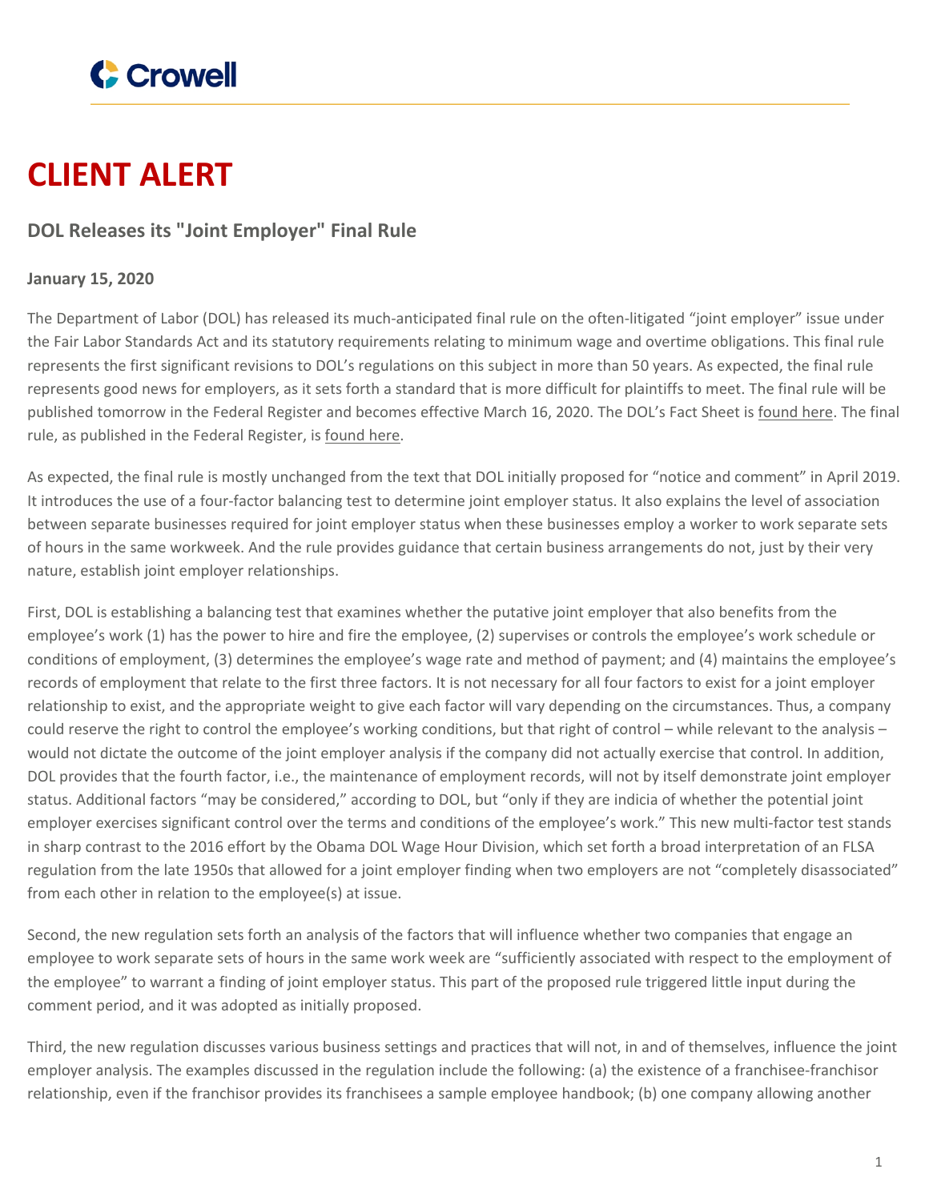# CLIENT ALERT

## DOL Releases its "Joint Employer" Final Rule

**January 15, 2020**

The Department of Labor (DOL) has released its much-anticipated final rule on the often-litigated "joint employer" issue under the Fair Labor Standards Act and its statutory requirements relating to minimum wage and overtime obligations. This final rule represents the first significant revisions to DOL's regulations on this subject in more than 50 years. As expected, the final rule represents good news for employers, as it sets forth a standard that is more difficult for plaintiffs to meet. The final rule will be published tomorrow in the Federal Register and becomes effective March 16, 2020. The DOL's Fact Sheet is found here. The final rule, as published in the Federal Register, is found here.

As expected, the final rule is mostly unchanged from the text that DOL initially proposed for "notice and comment" in April 2019. It introduces the use of a four-factor balancing test to determine joint employer status. It also explains the level of association between separate businesses required for joint employer status when these businesses employ a worker to work separate sets of hours in the same workweek. And the rule provides guidance that certain business arrangements do not, just by their very nature, establish joint employer relationships.

First, DOL is establishing a balancing test that examines whether the putative joint employer that also benefits from the employee's work (1) has the power to hire and fire the employee, (2) supervises or controls the employee's work schedule or conditions of employment, (3) determines the employee's wage rate and method of payment; and (4) maintains the employee's records of employment that relate to the first three factors. It is not necessary for all four factors to exist for a joint employer relationship to exist, and the appropriate weight to give each factor will vary depending on the circumstances. Thus, a company could reserve the right to control the employee's working conditions, but that right of control – while relevant to the analysis – would not dictate the outcome of the joint employer analysis if the company did not actually exercise that control. In addition, DOL provides that the fourth factor, i.e., the maintenance of employment records, will not by itself demonstrate joint employer status. Additional factors "may be considered," according to DOL, but "only if they are indicia of whether the potential joint employer exercises significant control over the terms and conditions of the employee's work." This new multi-factor test stands in sharp contrast to the 2016 effort by the Obama DOL Wage Hour Division, which set forth a broad interpretation of an FLSA regulation from the late 1950s that allowed for a joint employer finding when two employers are not "completely disassociated" from each other in relation to the employee(s) at issue.

Second, the new regulation sets forth an analysis of the factors that will influence whether two companies that engage an employee to work separate sets of hours in the same work week are "sufficiently associated with respect to the employment of the employee" to warrant a finding of joint employer status. This part of the proposed rule triggered little input during the comment period, and it was adopted as initially proposed.

Third, the new regulation discusses various business settings and practices that will not, in and of themselves, influence the joint employer analysis. The examples discussed in the regulation include the following: (a) the existence of a franchisee-franchisor relationship, even if the franchisor provides its franchisees a sample employee handbook; (b) one company allowing another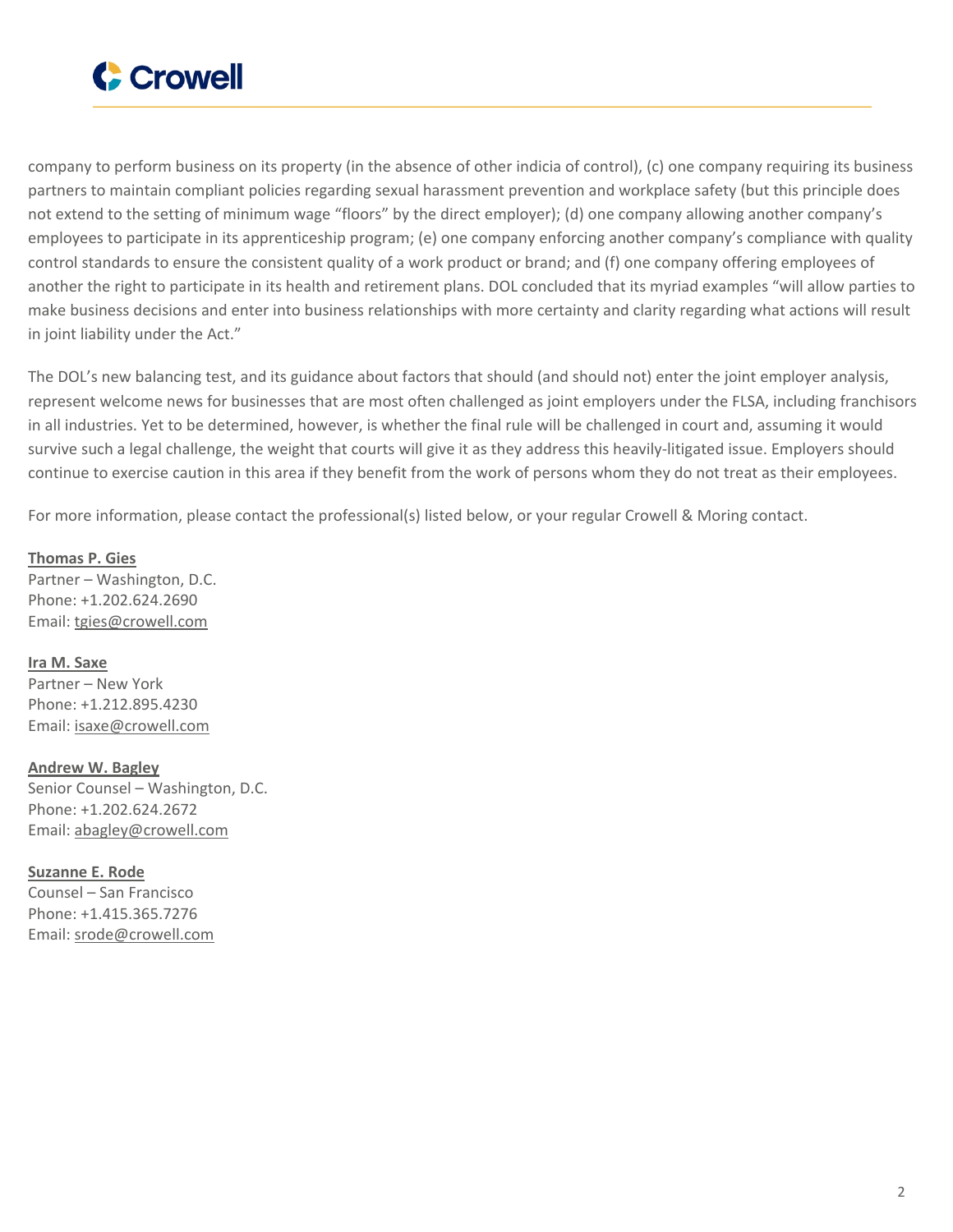company to perform business on its property (in the absence of other indicia of control), (c) one company requiring its business partners to maintain compliant policies regarding sexual harassment prevention and workplace safety (but this principle does not extend to the setting of minimum wage "floors" by the direct employer); (d) one company allowing another company's employees to participate in its apprenticeship program; (e) one company enforcing another company's compliance with quality control standards to ensure the consistent quality of a work product or brand; and (f) one company offering employees of another the right to participate in its health and retirement plans. DOL concluded that its myriad examples "will allow parties to make business decisions and enter into business relationships with more certainty and clarity regarding what actions will result in joint liability under the Act."

The DOL's new balancing test, and its guidance about factors that should (and should not) enter the joint employer analysis, represent welcome news for businesses that are most often challenged as joint employers under the FLSA, including franchisors in all industries. Yet to be determined, however, is whether the final rule will be challenged in court and, assuming it would survive such a legal challenge, the weight that courts will give it as they address this heavily-litigated issue. Employers should continue to exercise caution in this area if they benefit from the work of persons whom they do not treat as their employees.

For more information, please contact the professional(s) listed below, or your regular Crowell & Moring contact.

**Thomas P. Gies**
Partner – Washington, D.C.
Phone: +1.202.624.2690
Email: tgies@crowell.com

**Ira M. Saxe**
Partner – New York
Phone: +1.212.895.4230
Email: isaxe@crowell.com

**Andrew W. Bagley**
Senior Counsel – Washington, D.C.
Phone: +1.202.624.2672
Email: abagley@crowell.com

**Suzanne E. Rode**
Counsel – San Francisco
Phone: +1.415.365.7276
Email: srode@crowell.com